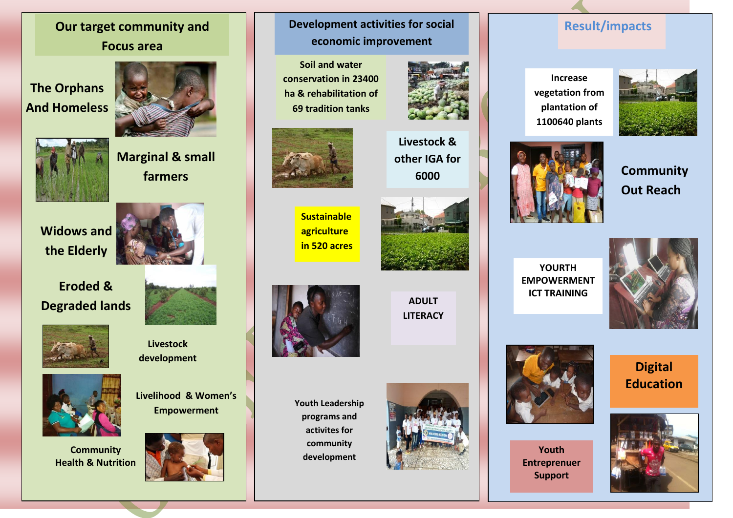## Our target community and Focus area

The Orphans And Homeless

Marginal & small farmers

Widows and the Elderly

Eroded & Degraded lands

Livestock development

Livelihood & Women's Empowerment

Community Health & Nutrition

## Development activities for social economic improvement

Soil and water conservation in 23400 ha & rehabilitation of 69 tradition tanks

Livestock & other IGA for 6000

Sustainable agriculture in 520 acres

ADULT LITERACY

Youth Leadership programs and activites for community development

## Result/impacts

Increase vegetation from plantation of 1100640 plants

Community Out Reach

YOURTH EMPOWERMENT ICT TRAINING

Digital Education

Youth Entreprenuer Support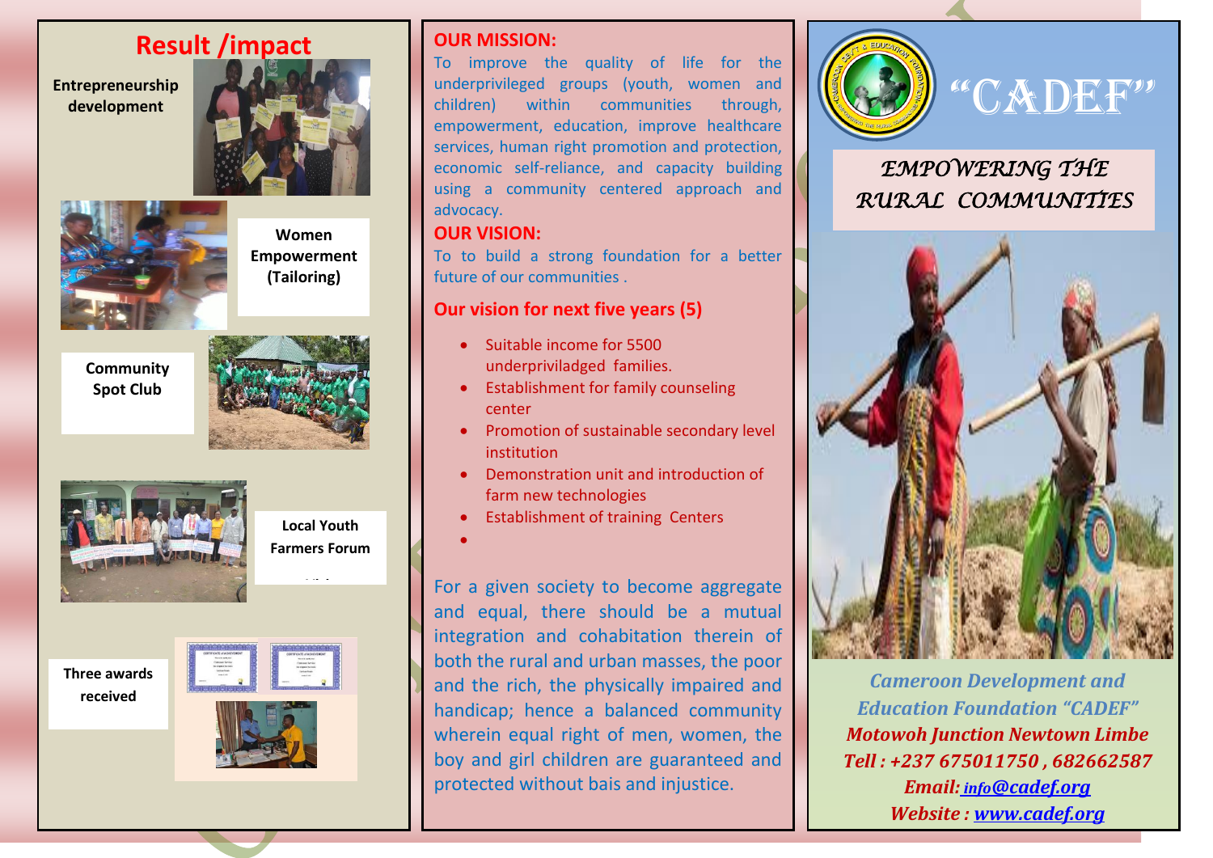## Result /impact

**Entrepreneurship development**

**Women Empowerment (Tailoring)**

**Community Spot Club**

**Local Youth Farmers Forum**

**Three awards received**

## OUR MISSION:

To improve the quality of life for the underprivileged groups (youth, women and children) within communities through, empowerment, education, improve healthcare services, human right promotion and protection, economic self-reliance, and capacity building using a community centered approach and advocacy.

## OUR VISION:

To to build a strong foundation for a better future of our communities .

### Our vision for next five years (5)

- Suitable income for 5500 underpriviladged families.
- Establishment for family counseling center
- Promotion of sustainable secondary level institution
- Demonstration unit and introduction of farm new technologies
- Establishment of training Centers

For a given society to become aggregate and equal, there should be a mutual integration and cohabitation therein of both the rural and urban masses, the poor and the rich, the physically impaired and handicap; hence a balanced community wherein equal right of men, women, the boy and girl children are guaranteed and protected without bais and injustice.

# "CADEF"

*EMPOWERING THE RURAL COMMUNITIES*

***Cameroon Development and Education Foundation "CADEF"***

***Motowoh Junction Newtown Limbe***

***Tell : +237 675011750 , 682662587***

***Email: info@cadef.org***

***Website : www.cadef.org***